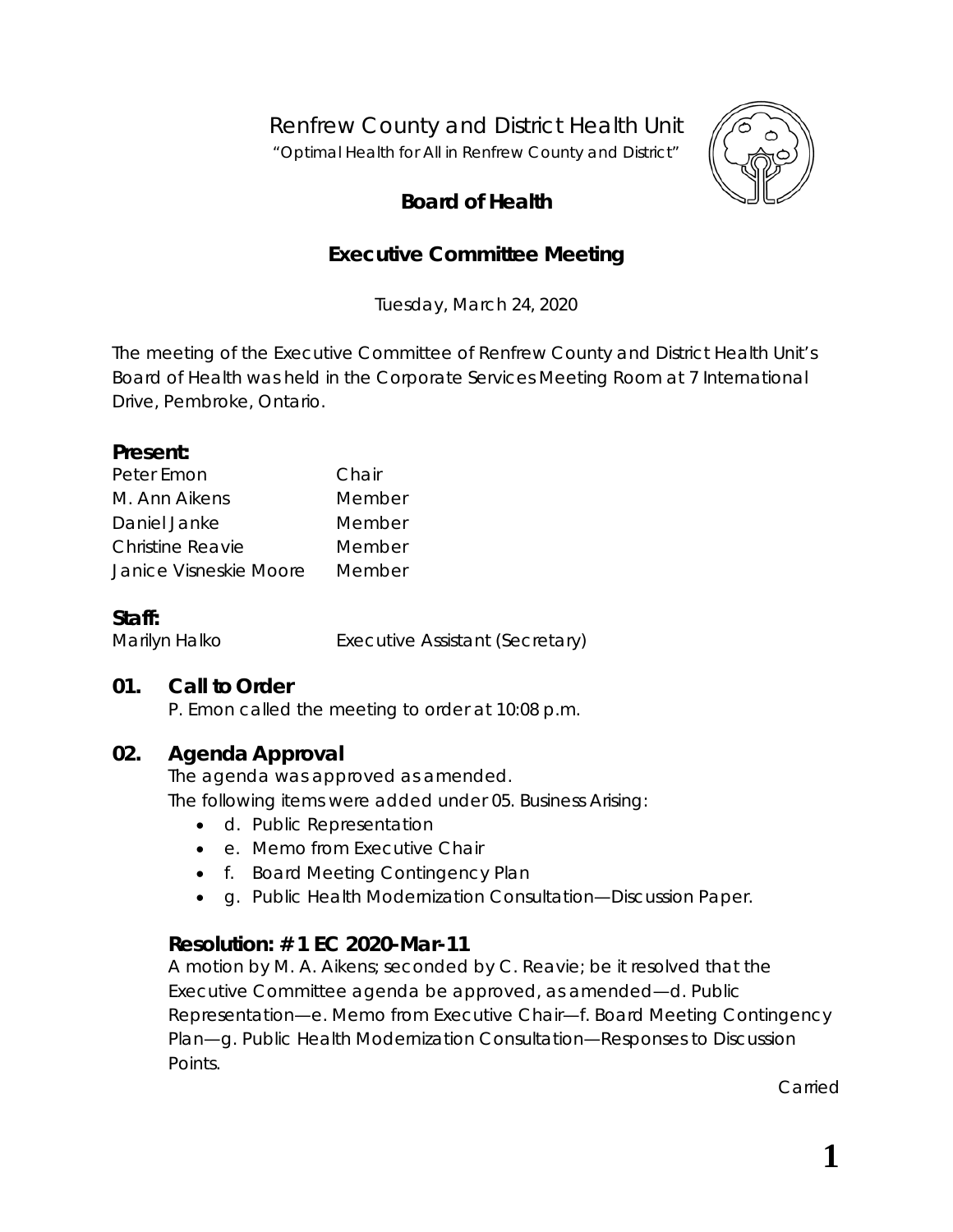# Renfrew County and District Health Unit

"Optimal Health for All in Renfrew County and District"

## Board of Health

## Executive Committee Meeting

Tuesday, March 24, 2020

The meeting of the Executive Committee of Renfrew County and District Health Unit's Board of Health was held in the Corporate Services Meeting Room at 7 International Drive, Pembroke, Ontario.

### Present:

| | |
|---|---|
| Peter Emon | Chair |
| M. Ann Aikens | Member |
| Daniel Janke | Member |
| Christine Reavie | Member |
| Janice Visneskie Moore | Member |

### Staff:

| | |
|---|---|
| Marilyn Halko | Executive Assistant (Secretary) |

### 01. Call to Order

P. Emon called the meeting to order at 10:08 p.m.

### 02. Agenda Approval

The agenda was approved as amended.

The following items were added under 05. Business Arising:

- d. Public Representation
- e. Memo from Executive Chair
- f. Board Meeting Contingency Plan
- g. Public Health Modernization Consultation—Discussion Paper.

#### Resolution: # 1 EC 2020-Mar-11

A motion by M. A. Aikens; seconded by C. Reavie; be it resolved that the Executive Committee agenda be approved, as amended—d. Public Representation—e. Memo from Executive Chair—f. Board Meeting Contingency Plan—g. Public Health Modernization Consultation—Responses to Discussion Points.

Carried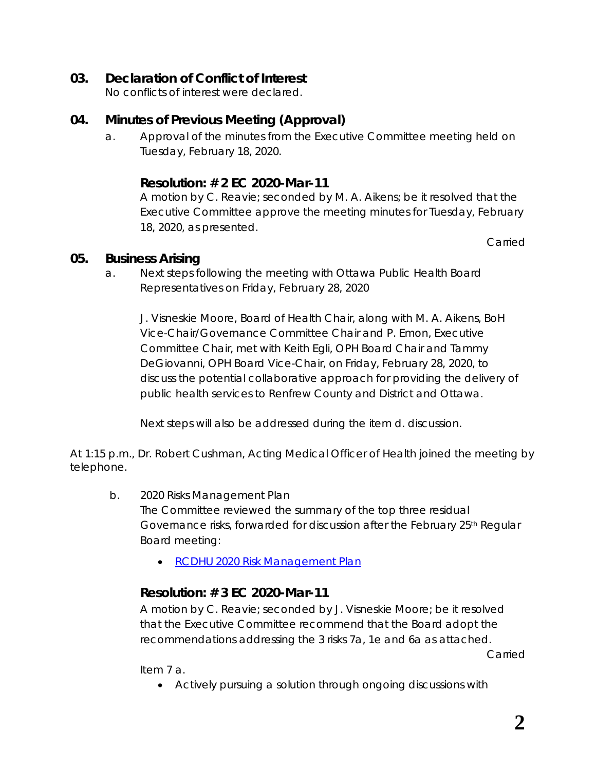## 03. Declaration of Conflict of Interest

No conflicts of interest were declared.

## 04. Minutes of Previous Meeting (Approval)

a. Approval of the minutes from the Executive Committee meeting held on Tuesday, February 18, 2020.

### Resolution: # 2 EC 2020-Mar-11

A motion by C. Reavie; seconded by M. A. Aikens; be it resolved that the Executive Committee approve the meeting minutes for Tuesday, February 18, 2020, as presented.

Carried

## 05. Business Arising

a. Next steps following the meeting with Ottawa Public Health Board Representatives on Friday, February 28, 2020

J. Visneskie Moore, Board of Health Chair, along with M. A. Aikens, BoH Vice-Chair/Governance Committee Chair and P. Emon, Executive Committee Chair, met with Keith Egli, OPH Board Chair and Tammy DeGiovanni, OPH Board Vice-Chair, on Friday, February 28, 2020, to discuss the potential collaborative approach for providing the delivery of public health services to Renfrew County and District and Ottawa.

Next steps will also be addressed during the item d. discussion.

At 1:15 p.m., Dr. Robert Cushman, Acting Medical Officer of Health joined the meeting by telephone.

b. 2020 Risks Management Plan

The Committee reviewed the summary of the top three residual Governance risks, forwarded for discussion after the February 25th Regular Board meeting:

- [RCDHU 2020 Risk Management Plan]

### Resolution: # 3 EC 2020-Mar-11

A motion by C. Reavie; seconded by J. Visneskie Moore; be it resolved that the Executive Committee recommend that the Board adopt the recommendations addressing the 3 risks 7a, 1e and 6a as attached.

Carried

Item 7 a.

- Actively pursuing a solution through ongoing discussions with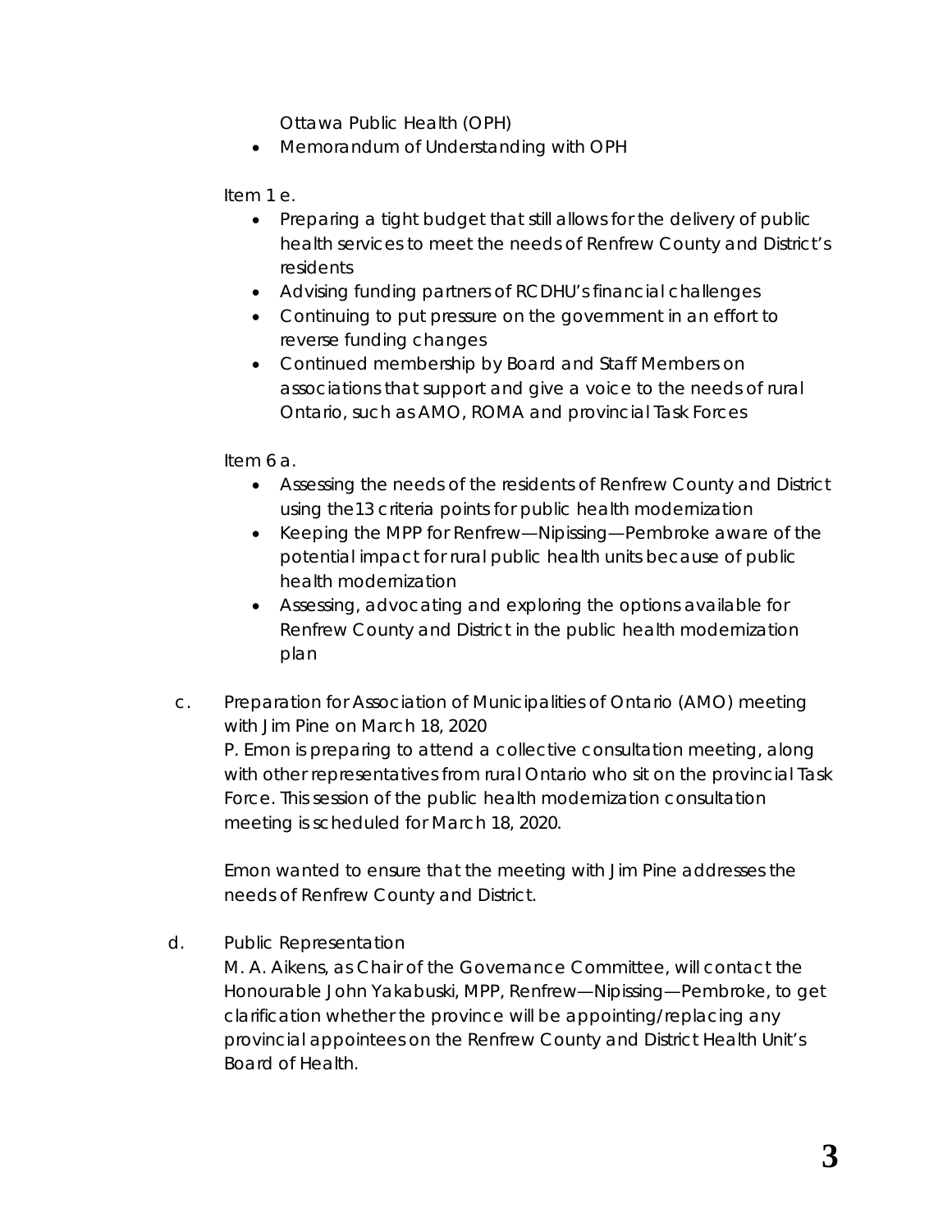Ottawa Public Health (OPH)

- Memorandum of Understanding with OPH

Item 1 e.

- Preparing a tight budget that still allows for the delivery of public health services to meet the needs of Renfrew County and District's residents
- Advising funding partners of RCDHU's financial challenges
- Continuing to put pressure on the government in an effort to reverse funding changes
- Continued membership by Board and Staff Members on associations that support and give a voice to the needs of rural Ontario, such as AMO, ROMA and provincial Task Forces

Item 6 a.

- Assessing the needs of the residents of Renfrew County and District using the13 criteria points for public health modernization
- Keeping the MPP for Renfrew—Nipissing—Pembroke aware of the potential impact for rural public health units because of public health modernization
- Assessing, advocating and exploring the options available for Renfrew County and District in the public health modernization plan

c. Preparation for Association of Municipalities of Ontario (AMO) meeting with Jim Pine on March 18, 2020

P. Emon is preparing to attend a collective consultation meeting, along with other representatives from rural Ontario who sit on the provincial Task Force. This session of the public health modernization consultation meeting is scheduled for March 18, 2020.

Emon wanted to ensure that the meeting with Jim Pine addresses the needs of Renfrew County and District.

d. Public Representation

M. A. Aikens, as Chair of the Governance Committee, will contact the Honourable John Yakabuski, MPP, Renfrew—Nipissing—Pembroke, to get clarification whether the province will be appointing/replacing any provincial appointees on the Renfrew County and District Health Unit's Board of Health.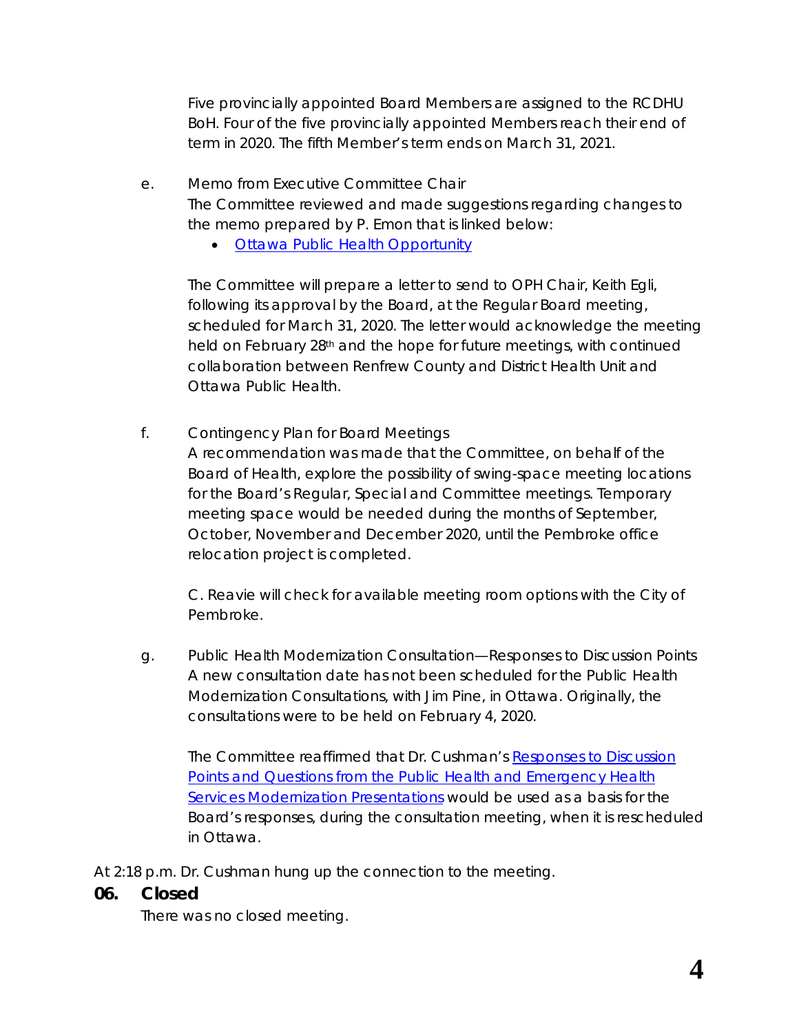Five provincially appointed Board Members are assigned to the RCDHU BoH. Four of the five provincially appointed Members reach their end of term in 2020. The fifth Member's term ends on March 31, 2021.

e. Memo from Executive Committee Chair
The Committee reviewed and made suggestions regarding changes to the memo prepared by P. Emon that is linked below:

- Ottawa Public Health Opportunity

The Committee will prepare a letter to send to OPH Chair, Keith Egli, following its approval by the Board, at the Regular Board meeting, scheduled for March 31, 2020. The letter would acknowledge the meeting held on February 28th and the hope for future meetings, with continued collaboration between Renfrew County and District Health Unit and Ottawa Public Health.

f. Contingency Plan for Board Meetings
A recommendation was made that the Committee, on behalf of the Board of Health, explore the possibility of swing-space meeting locations for the Board's Regular, Special and Committee meetings. Temporary meeting space would be needed during the months of September, October, November and December 2020, until the Pembroke office relocation project is completed.

C. Reavie will check for available meeting room options with the City of Pembroke.

g. Public Health Modernization Consultation—Responses to Discussion Points
A new consultation date has not been scheduled for the Public Health Modernization Consultations, with Jim Pine, in Ottawa. Originally, the consultations were to be held on February 4, 2020.

The Committee reaffirmed that Dr. Cushman's Responses to Discussion Points and Questions from the Public Health and Emergency Health Services Modernization Presentations would be used as a basis for the Board's responses, during the consultation meeting, when it is rescheduled in Ottawa.

At 2:18 p.m. Dr. Cushman hung up the connection to the meeting.

## 06. Closed

There was no closed meeting.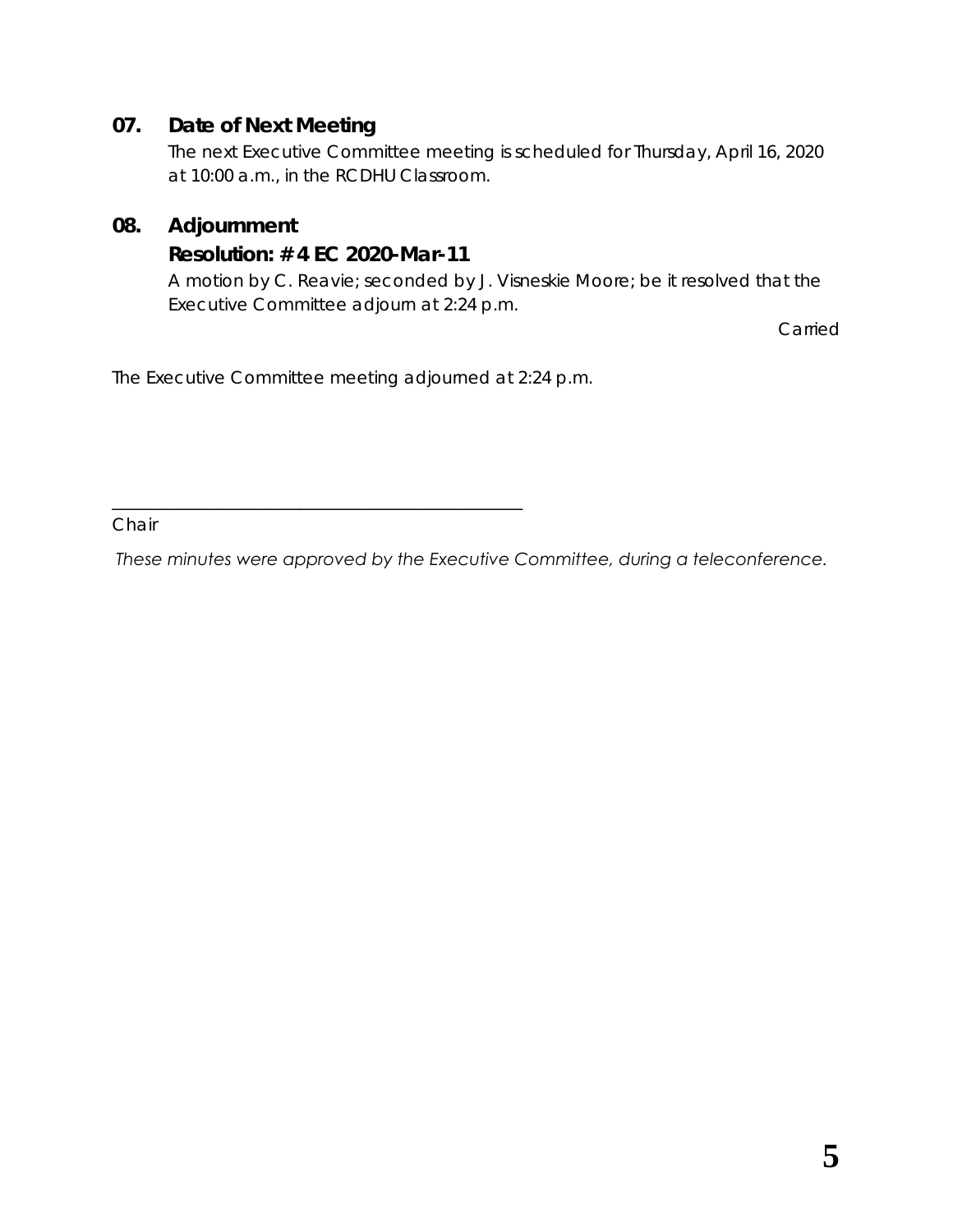## 07. Date of Next Meeting

The next Executive Committee meeting is scheduled for Thursday, April 16, 2020 at 10:00 a.m., in the RCDHU Classroom.

## 08. Adjournment

### Resolution: # 4 EC 2020-Mar-11

A motion by C. Reavie; seconded by J. Visneskie Moore; be it resolved that the Executive Committee adjourn at 2:24 p.m.

*Carried*

The Executive Committee meeting adjourned at 2:24 p.m.

\_\_\_\_\_\_\_\_\_\_\_\_\_\_\_\_\_\_\_\_\_\_\_\_\_\_\_\_\_\_\_\_\_\_\_\_\_\_\_\_\_\_\_\_

Chair

*These minutes were approved by the Executive Committee, during a teleconference.*